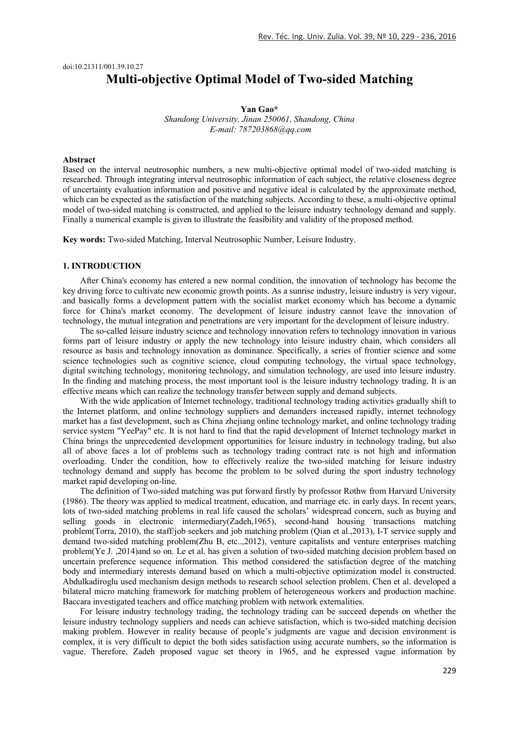doi:10.21311/001.39.10.27

# Multi-objective Optimal Model of Two-sided Matching

**Yan Gao***

*Shandong University, Jinan 250061, Shandong, China*
*E-mail: 787203868@qq.com*

## Abstract

Based on the interval neutrosophic numbers, a new multi-objective optimal model of two-sided matching is researched. Through integrating interval neutrosophic information of each subject, the relative closeness degree of uncertainty evaluation information and positive and negative ideal is calculated by the approximate method, which can be expected as the satisfaction of the matching subjects. According to these, a multi-objective optimal model of two-sided matching is constructed, and applied to the leisure industry technology demand and supply. Finally a numerical example is given to illustrate the feasibility and validity of the proposed method.

**Key words:** Two-sided Matching, Interval Neutrosophic Number, Leisure Industry.

## 1. INTRODUCTION

After China's economy has entered a new normal condition, the innovation of technology has become the key driving force to cultivate new economic growth points. As a sunrise industry, leisure industry is very vigour, and basically forms a development pattern with the socialist market economy which has become a dynamic force for China's market economy. The development of leisure industry cannot leave the innovation of technology, the mutual integration and penetrations are very important for the development of leisure industry.

The so-called leisure industry science and technology innovation refers to technology innovation in various forms part of leisure industry or apply the new technology into leisure industry chain, which considers all resource as basis and technology innovation as dominance. Specifically, a series of frontier science and some science technologies such as cognitive science, cloud computing technology, the virtual space technology, digital switching technology, monitoring technology, and simulation technology, are used into leisure industry. In the finding and matching process, the most important tool is the leisure industry technology trading. It is an effective means which can realize the technology transfer between supply and demand subjects.

With the wide application of Internet technology, traditional technology trading activities gradually shift to the Internet platform, and online technology suppliers and demanders increased rapidly, internet technology market has a fast development, such as China zhejiang online technology market, and online technology trading service system "YeePay" etc. It is not hard to find that the rapid development of Internet technology market in China brings the unprecedented development opportunities for leisure industry in technology trading, but also all of above faces a lot of problems such as technology trading contract rate is not high and information overloading. Under the condition, how to effectively realize the two-sided matching for leisure industry technology demand and supply has become the problem to be solved during the sport industry technology market rapid developing on-line.

The definition of Two-sided matching was put forward firstly by professor Rothw from Harvard University (1986). The theory was applied to medical treatment, education, and marriage etc. in early days. In recent years, lots of two-sided matching problems in real life caused the scholars' widespread concern, such as buying and selling goods in electronic intermediary(Zadeh,1965), second-hand housing transactions matching problem(Torra, 2010), the staff/job seekers and job matching problem (Qian et al.,2013), I-T service supply and demand two-sided matching problem(Zhu B, etc..,2012), venture capitalists and venture enterprises matching problem(Ye J. ,2014)and so on. Le et al. has given a solution of two-sided matching decision problem based on uncertain preference sequence information. This method considered the satisfaction degree of the matching body and intermediary interests demand based on which a multi-objective optimization model is constructed. Abdulkadiroglu used mechanism design methods to research school selection problem. Chen et al. developed a bilateral micro matching framework for matching problem of heterogeneous workers and production machine. Baccara investigated teachers and office matching problem with network externalities.

For leisure industry technology trading, the technology trading can be succeed depends on whether the leisure industry technology suppliers and needs can achieve satisfaction, which is two-sided matching decision making problem. However in reality because of people's judgments are vague and decision environment is complex, it is very difficult to depict the both sides satisfaction using accurate numbers, so the information is vague. Therefore, Zadeh proposed vague set theory in 1965, and he expressed vague information by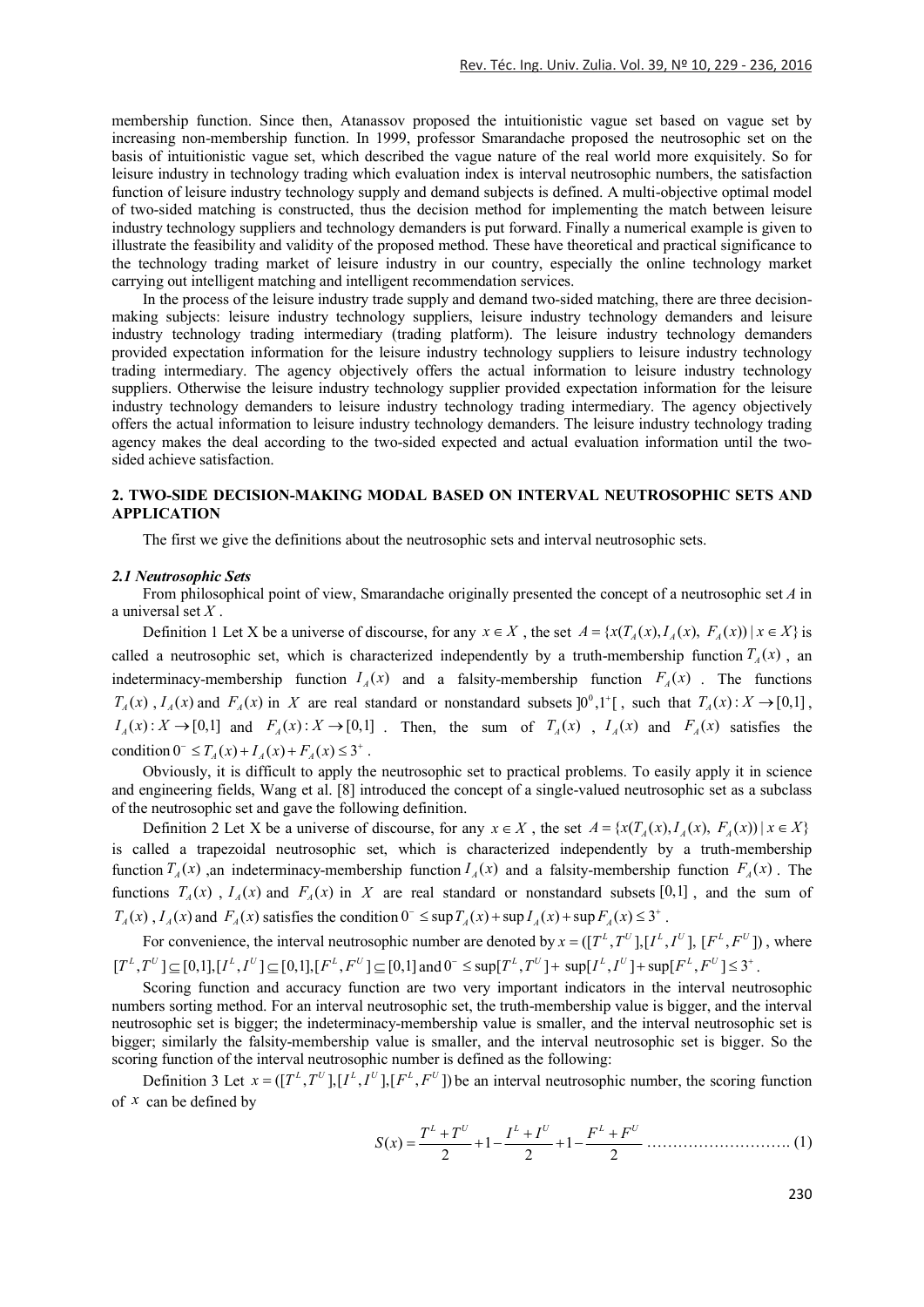membership function. Since then, Atanassov proposed the intuitionistic vague set based on vague set by increasing non-membership function. In 1999, professor Smarandache proposed the neutrosophic set on the basis of intuitionistic vague set, which described the vague nature of the real world more exquisitely. So for leisure industry in technology trading which evaluation index is interval neutrosophic numbers, the satisfaction function of leisure industry technology supply and demand subjects is defined. A multi-objective optimal model of two-sided matching is constructed, thus the decision method for implementing the match between leisure industry technology suppliers and technology demanders is put forward. Finally a numerical example is given to illustrate the feasibility and validity of the proposed method. These have theoretical and practical significance to the technology trading market of leisure industry in our country, especially the online technology market carrying out intelligent matching and intelligent recommendation services.

In the process of the leisure industry trade supply and demand two-sided matching, there are three decision-making subjects: leisure industry technology suppliers, leisure industry technology demanders and leisure industry technology trading intermediary (trading platform). The leisure industry technology demanders provided expectation information for the leisure industry technology suppliers to leisure industry technology trading intermediary. The agency objectively offers the actual information to leisure industry technology suppliers. Otherwise the leisure industry technology supplier provided expectation information for the leisure industry technology demanders to leisure industry technology trading intermediary. The agency objectively offers the actual information to leisure industry technology demanders. The leisure industry technology trading agency makes the deal according to the two-sided expected and actual evaluation information until the two-sided achieve satisfaction.

## 2. TWO-SIDE DECISION-MAKING MODAL BASED ON INTERVAL NEUTROSOPHIC SETS AND APPLICATION

The first we give the definitions about the neutrosophic sets and interval neutrosophic sets.

### *2.1 Neutrosophic Sets*

From philosophical point of view, Smarandache originally presented the concept of a neutrosophic set *A* in a universal set *X* .

Definition 1 Let X be a universe of discourse, for any $x \in X$ , the set $A = \{x(T_A(x), I_A(x), F_A(x)) \mid x \in X\}$ is called a neutrosophic set, which is characterized independently by a truth-membership function $T_A(x)$ , an indeterminacy-membership function $I_A(x)$ and a falsity-membership function $F_A(x)$ . The functions $T_A(x)$ , $I_A(x)$ and $F_A(x)$ in $X$ are real standard or nonstandard subsets $]0^0, 1^+[$ , such that $T_A(x): X \to [0,1]$ , $I_A(x): X \to [0,1]$ and $F_A(x): X \to [0,1]$ . Then, the sum of $T_A(x)$ , $I_A(x)$ and $F_A(x)$ satisfies the condition $0^- \le T_A(x) + I_A(x) + F_A(x) \le 3^+$ .

Obviously, it is difficult to apply the neutrosophic set to practical problems. To easily apply it in science and engineering fields, Wang et al. [8] introduced the concept of a single-valued neutrosophic set as a subclass of the neutrosophic set and gave the following definition.

Definition 2 Let X be a universe of discourse, for any $x \in X$ , the set $A = \{x(T_A(x), I_A(x), F_A(x)) \mid x \in X\}$ is called a trapezoidal neutrosophic set, which is characterized independently by a truth-membership function $T_A(x)$ ,an indeterminacy-membership function $I_A(x)$ and a falsity-membership function $F_A(x)$ . The functions $T_A(x)$ , $I_A(x)$ and $F_A(x)$ in $X$ are real standard or nonstandard subsets $[0,1]$ , and the sum of $T_A(x)$ , $I_A(x)$ and $F_A(x)$ satisfies the condition $0^- \le \sup T_A(x) + \sup I_A(x) + \sup F_A(x) \le 3^+$ .

For convenience, the interval neutrosophic number are denoted by $x = ([T^L, T^U], [I^L, I^U], [F^L, F^U])$ , where $[T^L, T^U] \subseteq [0,1], [I^L, I^U] \subseteq [0,1], [F^L, F^U] \subseteq [0,1]$ and $0^- \le \sup[T^L, T^U] + \sup[I^L, I^U] + \sup[F^L, F^U] \le 3^+$ .

Scoring function and accuracy function are two very important indicators in the interval neutrosophic numbers sorting method. For an interval neutrosophic set, the truth-membership value is bigger, and the interval neutrosophic set is bigger; the indeterminacy-membership value is smaller, and the interval neutrosophic set is bigger; similarly the falsity-membership value is smaller, and the interval neutrosophic set is bigger. So the scoring function of the interval neutrosophic number is defined as the following:

Definition 3 Let $x = ([T^L, T^U], [I^L, I^U], [F^L, F^U])$ be an interval neutrosophic number, the scoring function of $x$ can be defined by

$$S(x) = \frac{T^L + T^U}{2} + 1 - \frac{I^L + I^U}{2} + 1 - \frac{F^L + F^U}{2} \quad \text{.......................... (1)}$$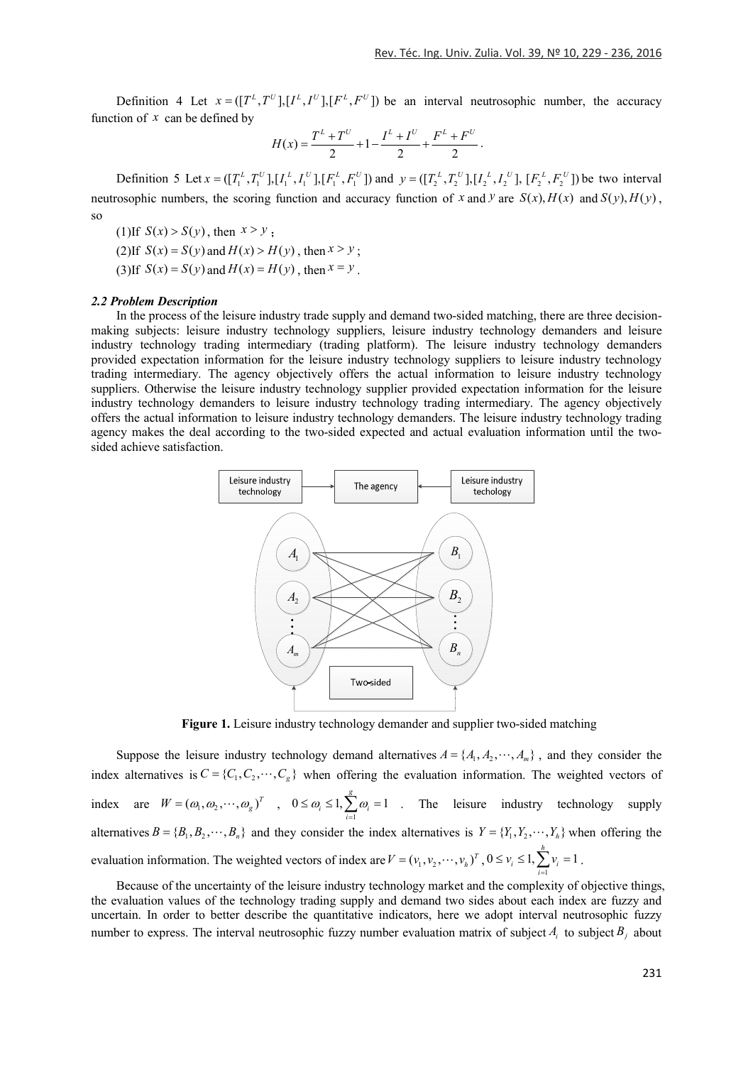Definition 4 Let $x = ([T^L, T^U], [I^L, I^U], [F^L, F^U])$ be an interval neutrosophic number, the accuracy function of $x$ can be defined by

$$H(x) = \frac{T^L + T^U}{2} + 1 - \frac{I^L + I^U}{2} + \frac{F^L + F^U}{2}.$$

Definition 5 Let $x = ([T_1^L, T_1^U], [I_1^L, I_1^U], [F_1^L, F_1^U])$ and $y = ([T_2^L, T_2^U], [I_2^L, I_2^U], [F_2^L, F_2^U])$ be two interval neutrosophic numbers, the scoring function and accuracy function of $x$ and $y$ are $S(x), H(x)$ and $S(y), H(y)$, so

(1)If $S(x) > S(y)$, then $x > y$;

(2)If $S(x) = S(y)$ and $H(x) > H(y)$, then $x > y$;

(3)If $S(x) = S(y)$ and $H(x) = H(y)$, then $x = y$.

### *2.2 Problem Description*

In the process of the leisure industry trade supply and demand two-sided matching, there are three decision-making subjects: leisure industry technology suppliers, leisure industry technology demanders and leisure industry technology trading intermediary (trading platform). The leisure industry technology demanders provided expectation information for the leisure industry technology suppliers to leisure industry technology trading intermediary. The agency objectively offers the actual information to leisure industry technology suppliers. Otherwise the leisure industry technology supplier provided expectation information for the leisure industry technology demanders to leisure industry technology trading intermediary. The agency objectively offers the actual information to leisure industry technology demanders. The leisure industry technology trading agency makes the deal according to the two-sided expected and actual evaluation information until the two-sided achieve satisfaction.

**Figure 1.** Leisure industry technology demander and supplier two-sided matching

Suppose the leisure industry technology demand alternatives $A = \{A_1, A_2, \cdots, A_m\}$, and they consider the index alternatives is $C = \{C_1, C_2, \cdots, C_g\}$ when offering the evaluation information. The weighted vectors of index are $W = (\omega_1, \omega_2, \cdots, \omega_g)^T$, $0 \le \omega_i \le 1, \sum_{i=1}^{g} \omega_i = 1$. The leisure industry technology supply alternatives $B = \{B_1, B_2, \cdots, B_n\}$ and they consider the index alternatives is $Y = \{Y_1, Y_2, \cdots, Y_h\}$ when offering the evaluation information. The weighted vectors of index are $V = (v_1, v_2, \cdots, v_h)^T$, $0 \le v_i \le 1, \sum_{i=1}^{h} v_i = 1$.

Because of the uncertainty of the leisure industry technology market and the complexity of objective things, the evaluation values of the technology trading supply and demand two sides about each index are fuzzy and uncertain. In order to better describe the quantitative indicators, here we adopt interval neutrosophic fuzzy number to express. The interval neutrosophic fuzzy number evaluation matrix of subject $A_i$ to subject $B_j$ about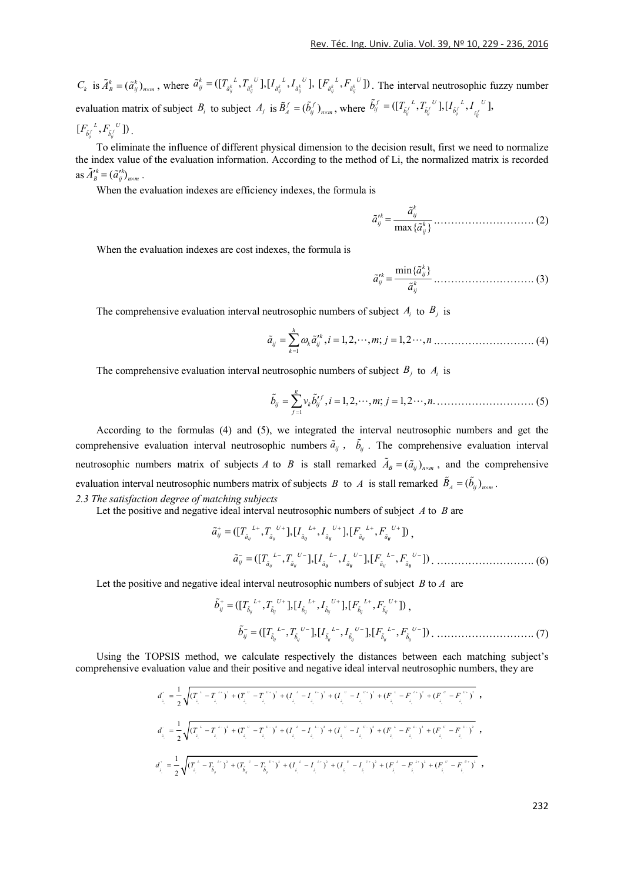$C_k$ is $\tilde{A}_B^k = (\tilde{a}_{ij}^k)_{n\times m}$, where $\tilde{a}_{ij}^k = ([T_{\tilde{a}_{ij}^k}{}^L, T_{\tilde{a}_{ij}^k}{}^U], [I_{\tilde{a}_{ij}^k}{}^L, I_{\tilde{a}_{ij}^k}{}^U], [F_{\tilde{a}_{ij}^k}{}^L, F_{\tilde{a}_{ij}^k}{}^U])$. The interval neutrosophic fuzzy number evaluation matrix of subject $B_i$ to subject $A_j$ is $\tilde{B}_A^f = (\tilde{b}_{ij}^f)_{n\times m}$, where $\tilde{b}_{ij}^f = ([T_{\tilde{b}_{ij}^f}{}^L, T_{\tilde{b}_{ij}^f}{}^U], [I_{\tilde{b}_{ij}^f}{}^L, I_{\tilde{b}_{ij}^f}{}^U],$ $[F_{\tilde{b}_{ij}^f}{}^L, F_{\tilde{b}_{ij}^f}{}^U])$.

To eliminate the influence of different physical dimension to the decision result, first we need to normalize the index value of the evaluation information. According to the method of Li, the normalized matrix is recorded as $\tilde{A}_B'^k = (\tilde{a}_{ij}'^k)_{n\times m}$.

When the evaluation indexes are efficiency indexes, the formula is

$$\tilde{a}_{ij}'^k = \frac{\tilde{a}_{ij}^k}{\max\{\tilde{a}_{ij}^k\}} \quad (2)$$

When the evaluation indexes are cost indexes, the formula is

$$\tilde{a}_{ij}'^k = \frac{\min\{\tilde{a}_{ij}^k\}}{\tilde{a}_{ij}^k} \quad (3)$$

The comprehensive evaluation interval neutrosophic numbers of subject $A_i$ to $B_j$ is

$$\tilde{a}_{ij} = \sum_{k=1}^{h} \omega_k \tilde{a}_{ij}'^k, i = 1, 2, \cdots, m; j = 1, 2 \cdots, n \quad (4)$$

The comprehensive evaluation interval neutrosophic numbers of subject $B_j$ to $A_i$ is

$$\tilde{b}_{ij} = \sum_{f=1}^{g} v_k \tilde{b}_{ij}'^f, i = 1, 2, \cdots, m; j = 1, 2 \cdots, n. \quad (5)$$

According to the formulas (4) and (5), we integrated the interval neutrosophic numbers and get the comprehensive evaluation interval neutrosophic numbers $\tilde{a}_{ij}$, $\tilde{b}_{ij}$. The comprehensive evaluation interval neutrosophic numbers matrix of subjects $A$ to $B$ is stall remarked $\tilde{A}_B = (\tilde{a}_{ij})_{n\times m}$, and the comprehensive evaluation interval neutrosophic numbers matrix of subjects $B$ to $A$ is stall remarked $\tilde{B}_A = (\tilde{b}_{ij})_{n\times m}$.

### 2.3 The satisfaction degree of matching subjects

Let the positive and negative ideal interval neutrosophic numbers of subject $A$ to $B$ are

$$\tilde{a}_{ij}^+ = ([T_{\tilde{a}_{ij}}{}^{L+}, T_{\tilde{a}_{ij}}{}^{U+}], [I_{\tilde{a}_{ij}}{}^{L+}, I_{\tilde{a}_{ij}}{}^{U+}], [F_{\tilde{a}_{ij}}{}^{L+}, F_{\tilde{a}_{ij}}{}^{U+}]),$$

$$\tilde{a}_{ij}^- = ([T_{\tilde{a}_{ij}}{}^{L-}, T_{\tilde{a}_{ij}}{}^{U-}], [I_{\tilde{a}_{ij}}{}^{L-}, I_{\tilde{a}_{ij}}{}^{U-}], [F_{\tilde{a}_{ij}}{}^{L-}, F_{\tilde{a}_{ij}}{}^{U-}]). \quad (6)$$

Let the positive and negative ideal interval neutrosophic numbers of subject $B$ to $A$ are

$$\tilde{b}_{ij}^+ = ([T_{\tilde{b}_{ij}}{}^{L+}, T_{\tilde{b}_{ij}}{}^{U+}], [I_{\tilde{b}_{ij}}{}^{L+}, I_{\tilde{b}_{ij}}{}^{U+}], [F_{\tilde{b}_{ij}}{}^{L+}, F_{\tilde{b}_{ij}}{}^{U+}]),$$

$$\tilde{b}_{ij}^- = ([T_{\tilde{b}_{ij}}{}^{L-}, T_{\tilde{b}_{ij}}{}^{U-}], [I_{\tilde{b}_{ij}}{}^{L-}, I_{\tilde{b}_{ij}}{}^{U-}], [F_{\tilde{b}_{ij}}{}^{L-}, F_{\tilde{b}_{ij}}{}^{U-}]). \quad (7)$$

Using the TOPSIS method, we calculate respectively the distances between each matching subject's comprehensive evaluation value and their positive and negative ideal interval neutrosophic numbers, they are

$$d_{\tilde{a}_{ij}}^+ = \frac{1}{2}\sqrt{(T_{\tilde{a}_{ij}}^L - T_{\tilde{a}_{ij}}^{L+})^2 + (T_{\tilde{a}_{ij}}^U - T_{\tilde{a}_{ij}}^{U+})^2 + (I_{\tilde{a}_{ij}}^L - I_{\tilde{a}_{ij}}^{L+})^2 + (I_{\tilde{a}_{ij}}^U - I_{\tilde{a}_{ij}}^{U+})^2 + (F_{\tilde{a}_{ij}}^L - F_{\tilde{a}_{ij}}^{L+})^2 + (F_{\tilde{a}_{ij}}^U - F_{\tilde{a}_{ij}}^{U+})^2},$$

$$d_{\tilde{a}_{ij}}^- = \frac{1}{2}\sqrt{(T_{\tilde{a}_{ij}}^L - T_{\tilde{a}_{ij}}^{L-})^2 + (T_{\tilde{a}_{ij}}^U - T_{\tilde{a}_{ij}}^{U-})^2 + (I_{\tilde{a}_{ij}}^L - I_{\tilde{a}_{ij}}^{L-})^2 + (I_{\tilde{a}_{ij}}^U - I_{\tilde{a}_{ij}}^{U-})^2 + (F_{\tilde{a}_{ij}}^L - F_{\tilde{a}_{ij}}^{L-})^2 + (F_{\tilde{a}_{ij}}^U - F_{\tilde{a}_{ij}}^{U-})^2},$$

$$d_{\tilde{b}_{ij}}^+ = \frac{1}{2}\sqrt{(T_{\tilde{b}_{ij}}^L - T_{\tilde{b}_{ij}}^{L+})^2 + (T_{\tilde{b}_{ij}}^U - T_{\tilde{b}_{ij}}^{U+})^2 + (I_{\tilde{b}_{ij}}^L - I_{\tilde{b}_{ij}}^{L+})^2 + (I_{\tilde{b}_{ij}}^U - I_{\tilde{b}_{ij}}^{U+})^2 + (F_{\tilde{b}_{ij}}^L - F_{\tilde{b}_{ij}}^{L+})^2 + (F_{\tilde{b}_{ij}}^U - F_{\tilde{b}_{ij}}^{U+})^2},$$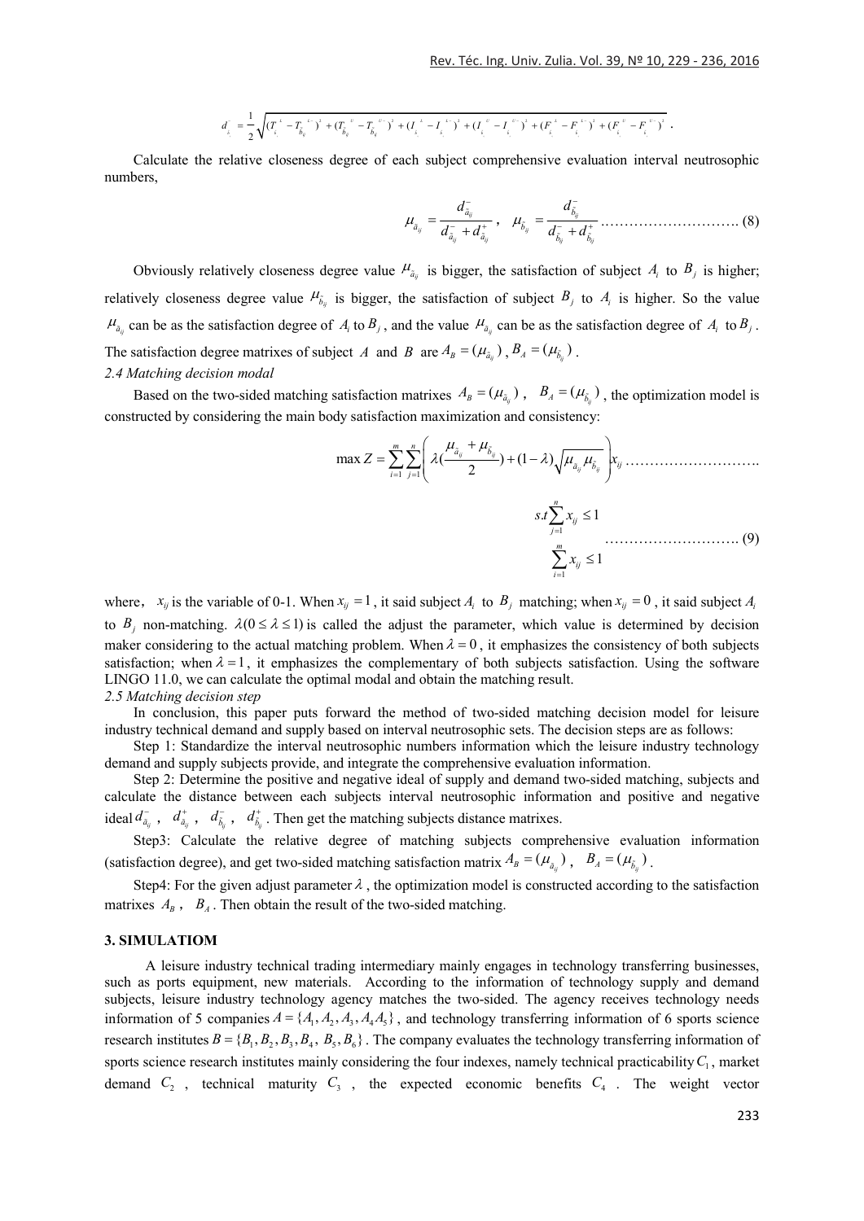$$d^{-}_{\tilde{a}_{ij}} = \frac{1}{2}\sqrt{(T^{L}_{\tilde{a}_{ij}} - T^{L-}_{\tilde{b}_{ij}})^2 + (T^{U}_{\tilde{b}_{ij}} - T^{U-}_{\tilde{b}_{ij}})^2 + (I^{L}_{\tilde{a}_{ij}} - I^{L-}_{\tilde{a}_{ij}})^2 + (I^{U}_{\tilde{a}_{ij}} - I^{U-}_{\tilde{a}_{ij}})^2 + (F^{L}_{\tilde{a}_{ij}} - F^{L-}_{\tilde{a}_{ij}})^2 + (F^{U}_{\tilde{a}_{ij}} - F^{U-}_{\tilde{a}_{ij}})^2}.$$

Calculate the relative closeness degree of each subject comprehensive evaluation interval neutrosophic numbers,

$$\mu_{\tilde{a}_{ij}} = \frac{d^{-}_{\tilde{a}_{ij}}}{d^{-}_{\tilde{a}_{ij}} + d^{+}_{\tilde{a}_{ij}}}, \quad \mu_{\tilde{b}_{ij}} = \frac{d^{-}_{\tilde{b}_{ij}}}{d^{-}_{\tilde{b}_{ij}} + d^{+}_{\tilde{b}_{ij}}} \text{ ……………………….. (8)}$$

Obviously relatively closeness degree value $\mu_{\tilde{a}_{ij}}$ is bigger, the satisfaction of subject $A_i$ to $B_j$ is higher; relatively closeness degree value $\mu_{\tilde{b}_{ij}}$ is bigger, the satisfaction of subject $B_j$ to $A_i$ is higher. So the value $\mu_{\tilde{a}_{ij}}$ can be as the satisfaction degree of $A_i$ to $B_j$, and the value $\mu_{\tilde{a}_{ij}}$ can be as the satisfaction degree of $A_i$ to $B_j$. The satisfaction degree matrixes of subject $A$ and $B$ are $A_B = (\mu_{\tilde{a}_{ij}})$, $B_A = (\mu_{\tilde{b}_{ij}})$.

*2.4 Matching decision modal*

Based on the two-sided matching satisfaction matrixes $A_B = (\mu_{\tilde{a}_{ij}})$, $B_A = (\mu_{\tilde{b}_{ij}})$, the optimization model is constructed by considering the main body satisfaction maximization and consistency:

$$\max Z = \sum_{i=1}^{m}\sum_{j=1}^{n}\left(\lambda\left(\frac{\mu_{\tilde{a}_{ij}} + \mu_{\tilde{b}_{ij}}}{2}\right) + (1-\lambda)\sqrt{\mu_{\tilde{a}_{ij}}\mu_{\tilde{b}_{ij}}}\right)x_{ij} \text{ ………………………..}$$

$$s.t\sum_{j=1}^{n} x_{ij} \le 1$$
$$\sum_{i=1}^{m} x_{ij} \le 1 \text{ ……………………….. (9)}$$

where, $x_{ij}$ is the variable of 0-1. When $x_{ij} = 1$, it said subject $A_i$ to $B_j$ matching; when $x_{ij} = 0$, it said subject $A_i$ to $B_j$ non-matching. $\lambda (0 \le \lambda \le 1)$ is called the adjust the parameter, which value is determined by decision maker considering to the actual matching problem. When $\lambda = 0$, it emphasizes the consistency of both subjects satisfaction; when $\lambda = 1$, it emphasizes the complementary of both subjects satisfaction. Using the software LINGO 11.0, we can calculate the optimal modal and obtain the matching result.

*2.5 Matching decision step*

In conclusion, this paper puts forward the method of two-sided matching decision model for leisure industry technical demand and supply based on interval neutrosophic sets. The decision steps are as follows:

Step 1: Standardize the interval neutrosophic numbers information which the leisure industry technology demand and supply subjects provide, and integrate the comprehensive evaluation information.

Step 2: Determine the positive and negative ideal of supply and demand two-sided matching, subjects and calculate the distance between each subjects interval neutrosophic information and positive and negative ideal $d^{-}_{\tilde{a}_{ij}}$, $d^{+}_{\tilde{a}_{ij}}$, $d^{-}_{\tilde{b}_{ij}}$, $d^{+}_{\tilde{b}_{ij}}$. Then get the matching subjects distance matrixes.

Step3: Calculate the relative degree of matching subjects comprehensive evaluation information (satisfaction degree), and get two-sided matching satisfaction matrix $A_B = (\mu_{\tilde{a}_{ij}})$, $B_A = (\mu_{\tilde{b}_{ij}})$.

Step4: For the given adjust parameter $\lambda$, the optimization model is constructed according to the satisfaction matrixes $A_B$, $B_A$. Then obtain the result of the two-sided matching.

## 3. SIMULATIOM

A leisure industry technical trading intermediary mainly engages in technology transferring businesses, such as ports equipment, new materials. According to the information of technology supply and demand subjects, leisure industry technology agency matches the two-sided. The agency receives technology needs information of 5 companies $A = \{A_1, A_2, A_3, A_4 A_5\}$, and technology transferring information of 6 sports science research institutes $B = \{B_1, B_2, B_3, B_4, B_5, B_6\}$. The company evaluates the technology transferring information of sports science research institutes mainly considering the four indexes, namely technical practicability $C_1$, market demand $C_2$, technical maturity $C_3$, the expected economic benefits $C_4$. The weight vector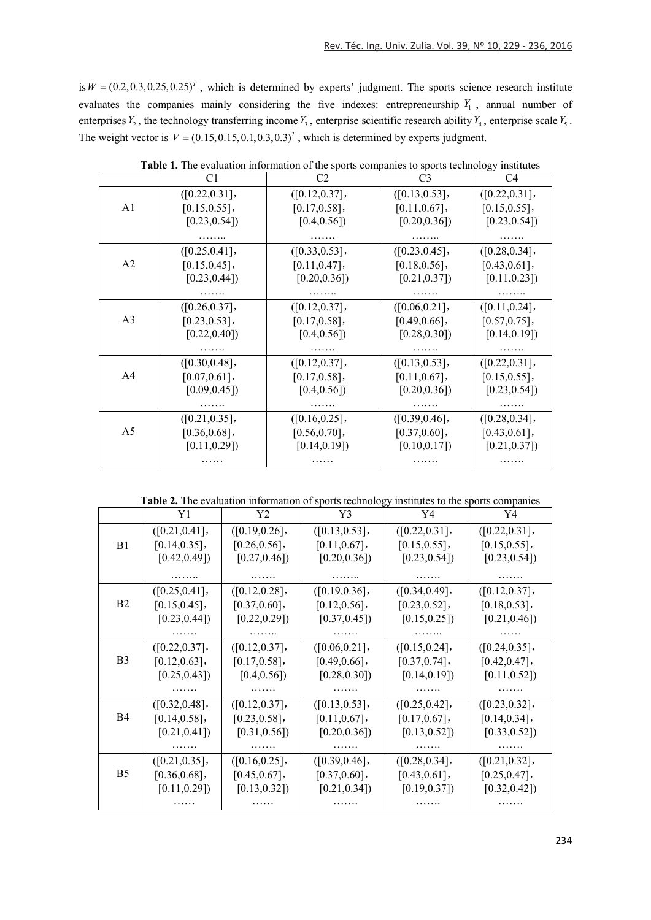is $W = (0.2, 0.3, 0.25, 0.25)^T$, which is determined by experts' judgment. The sports science research institute evaluates the companies mainly considering the five indexes: entrepreneurship $Y_1$, annual number of enterprises $Y_2$, the technology transferring income $Y_3$, enterprise scientific research ability $Y_4$, enterprise scale $Y_5$. The weight vector is $V = (0.15, 0.15, 0.1, 0.3, 0.3)^T$, which is determined by experts judgment.

**Table 1.** The evaluation information of the sports companies to sports technology institutes

| | C1 | C2 | C3 | C4 |
|---|---|---|---|---|
| A1 | ([0.22,0.31], [0.15,0.55], [0.23,0.54]) …….. | ([0.12,0.37], [0.17,0.58], [0.4,0.56]) ……. | ([0.13,0.53], [0.11,0.67], [0.20,0.36]) …….. | ([0.22,0.31], [0.15,0.55], [0.23,0.54]) ……. |
| A2 | ([0.25,0.41], [0.15,0.45], [0.23,0.44]) ……. | ([0.33,0.53], [0.11,0.47], [0.20,0.36]) …….. | ([0.23,0.45], [0.18,0.56], [0.21,0.37]) ……. | ([0.28,0.34], [0.43,0.61], [0.11,0.23]) …….. |
| A3 | ([0.26,0.37], [0.23,0.53], [0.22,0.40]) ……. | ([0.12,0.37], [0.17,0.58], [0.4,0.56]) ……. | ([0.06,0.21], [0.49,0.66], [0.28,0.30]) ……. | ([0.11,0.24], [0.57,0.75], [0.14,0.19]) ……. |
| A4 | ([0.30,0.48], [0.07,0.61], [0.09,0.45]) ……. | ([0.12,0.37], [0.17,0.58], [0.4,0.56]) ……. | ([0.13,0.53], [0.11,0.67], [0.20,0.36]) ……. | ([0.22,0.31], [0.15,0.55], [0.23,0.54]) ……. |
| A5 | ([0.21,0.35], [0.36,0.68], [0.11,0.29]) …… | ([0.16,0.25], [0.56,0.70], [0.14,0.19]) …… | ([0.39,0.46], [0.37,0.60], [0.10,0.17]) ……. | ([0.28,0.34], [0.43,0.61], [0.21,0.37]) ……. |

**Table 2.** The evaluation information of sports technology institutes to the sports companies

| | Y1 | Y2 | Y3 | Y4 | Y4 |
|---|---|---|---|---|---|
| B1 | ([0.21,0.41], [0.14,0.35], [0.42,0.49]) …….. | ([0.19,0.26], [0.26,0.56], [0.27,0.46]) ……. | ([0.13,0.53], [0.11,0.67], [0.20,0.36]) …….. | ([0.22,0.31], [0.15,0.55], [0.23,0.54]) ……. | ([0.22,0.31], [0.15,0.55], [0.23,0.54]) ……. |
| B2 | ([0.25,0.41], [0.15,0.45], [0.23,0.44]) ……. | ([0.12,0.28], [0.37,0.60], [0.22,0.29]) …….. | ([0.19,0.36], [0.12,0.56], [0.37,0.45]) ……. | ([0.34,0.49], [0.23,0.52], [0.15,0.25]) …….. | ([0.12,0.37], [0.18,0.53], [0.21,0.46]) …… |
| B3 | ([0.22,0.37], [0.12,0.63], [0.25,0.43]) ……. | ([0.12,0.37], [0.17,0.58], [0.4,0.56]) ……. | ([0.06,0.21], [0.49,0.66], [0.28,0.30]) ……. | ([0.15,0.24], [0.37,0.74], [0.14,0.19]) ……. | ([0.24,0.35], [0.42,0.47], [0.11,0.52]) ……. |
| B4 | ([0.32,0.48], [0.14,0.58], [0.21,0.41]) ……. | ([0.12,0.37], [0.23,0.58], [0.31,0.56]) ……. | ([0.13,0.53], [0.11,0.67], [0.20,0.36]) ……. | ([0.25,0.42], [0.17,0.67], [0.13,0.52]) ……. | ([0.23,0.32], [0.14,0.34], [0.33,0.52]) ……. |
| B5 | ([0.21,0.35], [0.36,0.68], [0.11,0.29]) …… | ([0.16,0.25], [0.45,0.67], [0.13,0.32]) …… | ([0.39,0.46], [0.37,0.60], [0.21,0.34]) ……. | ([0.28,0.34], [0.43,0.61], [0.19,0.37]) ……. | ([0.21,0.32], [0.25,0.47], [0.32,0.42]) ……. |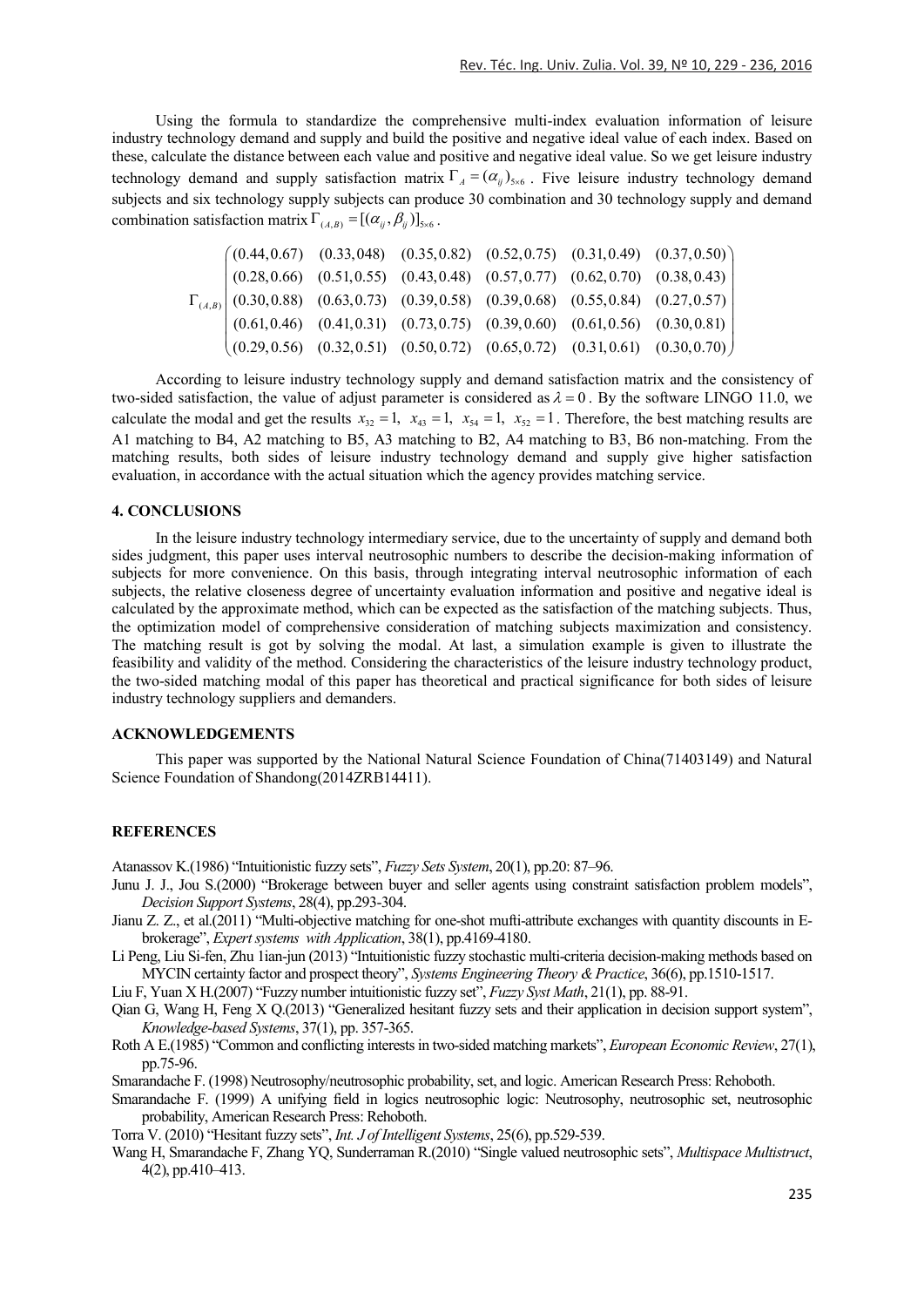Using the formula to standardize the comprehensive multi-index evaluation information of leisure industry technology demand and supply and build the positive and negative ideal value of each index. Based on these, calculate the distance between each value and positive and negative ideal value. So we get leisure industry technology demand and supply satisfaction matrix $\Gamma_A = (\alpha_{ij})_{5\times 6}$. Five leisure industry technology demand subjects and six technology supply subjects can produce 30 combination and 30 technology supply and demand combination satisfaction matrix $\Gamma_{(A,B)} = [(\alpha_{ij}, \beta_{ij})]_{5\times 6}$.

$$\Gamma_{(A,B)} \begin{pmatrix} (0.44,0.67) & (0.33,048) & (0.35,0.82) & (0.52,0.75) & (0.31,0.49) & (0.37,0.50) \\ (0.28,0.66) & (0.51,0.55) & (0.43,0.48) & (0.57,0.77) & (0.62,0.70) & (0.38,0.43) \\ (0.30,0.88) & (0.63,0.73) & (0.39,0.58) & (0.39,0.68) & (0.55,0.84) & (0.27,0.57) \\ (0.61,0.46) & (0.41,0.31) & (0.73,0.75) & (0.39,0.60) & (0.61,0.56) & (0.30,0.81) \\ (0.29,0.56) & (0.32,0.51) & (0.50,0.72) & (0.65,0.72) & (0.31,0.61) & (0.30,0.70) \end{pmatrix}$$

According to leisure industry technology supply and demand satisfaction matrix and the consistency of two-sided satisfaction, the value of adjust parameter is considered as $\lambda = 0$. By the software LINGO 11.0, we calculate the modal and get the results $x_{32} = 1,\ x_{43} = 1,\ x_{54} = 1,\ x_{52} = 1$. Therefore, the best matching results are A1 matching to B4, A2 matching to B5, A3 matching to B2, A4 matching to B3, B6 non-matching. From the matching results, both sides of leisure industry technology demand and supply give higher satisfaction evaluation, in accordance with the actual situation which the agency provides matching service.

## 4. CONCLUSIONS

In the leisure industry technology intermediary service, due to the uncertainty of supply and demand both sides judgment, this paper uses interval neutrosophic numbers to describe the decision-making information of subjects for more convenience. On this basis, through integrating interval neutrosophic information of each subjects, the relative closeness degree of uncertainty evaluation information and positive and negative ideal is calculated by the approximate method, which can be expected as the satisfaction of the matching subjects. Thus, the optimization model of comprehensive consideration of matching subjects maximization and consistency. The matching result is got by solving the modal. At last, a simulation example is given to illustrate the feasibility and validity of the method. Considering the characteristics of the leisure industry technology product, the two-sided matching modal of this paper has theoretical and practical significance for both sides of leisure industry technology suppliers and demanders.

## ACKNOWLEDGEMENTS

This paper was supported by the National Natural Science Foundation of China(71403149) and Natural Science Foundation of Shandong(2014ZRB14411).

## REFERENCES

Atanassov K.(1986) "Intuitionistic fuzzy sets", *Fuzzy Sets System*, 20(1), pp.20: 87–96.

Junu J. J., Jou S.(2000) "Brokerage between buyer and seller agents using constraint satisfaction problem models", *Decision Support Systems*, 28(4), pp.293-304.

Jianu Z. Z., et al.(2011) "Multi-objective matching for one-shot mufti-attribute exchanges with quantity discounts in E-brokerage", *Expert systems with Application*, 38(1), pp.4169-4180.

Li Peng, Liu Si-fen, Zhu 1ian-jun (2013) "Intuitionistic fuzzy stochastic multi-criteria decision-making methods based on MYCIN certainty factor and prospect theory", *Systems Engineering Theory & Practice*, 36(6), pp.1510-1517.

Liu F, Yuan X H.(2007) "Fuzzy number intuitionistic fuzzy set", *Fuzzy Syst Math*, 21(1), pp. 88-91.

Qian G, Wang H, Feng X Q.(2013) "Generalized hesitant fuzzy sets and their application in decision support system", *Knowledge-based Systems*, 37(1), pp. 357-365.

Roth A E.(1985) "Common and conflicting interests in two-sided matching markets", *European Economic Review*, 27(1), pp.75-96.

Smarandache F. (1998) Neutrosophy/neutrosophic probability, set, and logic. American Research Press: Rehoboth.

Smarandache F. (1999) A unifying field in logics neutrosophic logic: Neutrosophy, neutrosophic set, neutrosophic probability, American Research Press: Rehoboth.

Torra V. (2010) "Hesitant fuzzy sets", *Int. J of Intelligent Systems*, 25(6), pp.529-539.

Wang H, Smarandache F, Zhang YQ, Sunderraman R.(2010) "Single valued neutrosophic sets", *Multispace Multistruct*, 4(2), pp.410–413.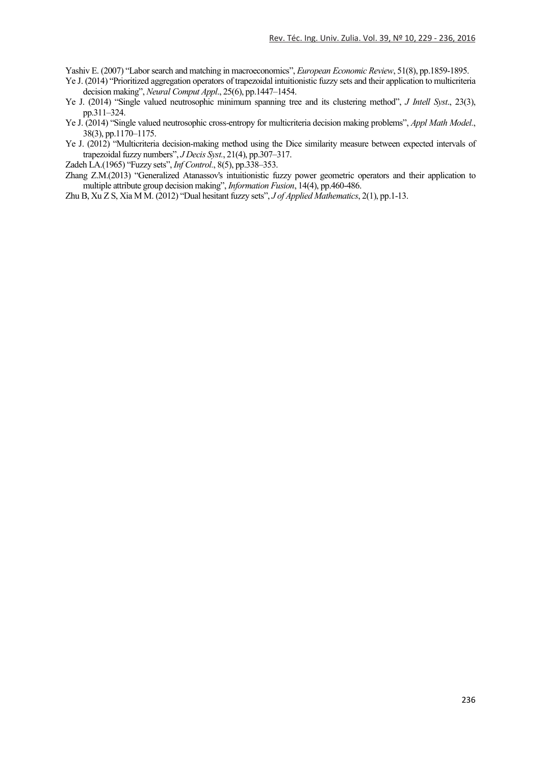Yashiv E. (2007) “Labor search and matching in macroeconomics”, *European Economic Review*, 51(8), pp.1859-1895.

Ye J. (2014) “Prioritized aggregation operators of trapezoidal intuitionistic fuzzy sets and their application to multicriteria decision making”, *Neural Comput Appl*., 25(6), pp.1447–1454.

Ye J. (2014) “Single valued neutrosophic minimum spanning tree and its clustering method”, *J Intell Syst*., 23(3), pp.311–324.

Ye J. (2014) “Single valued neutrosophic cross-entropy for multicriteria decision making problems”, *Appl Math Model*., 38(3), pp.1170–1175.

Ye J. (2012) “Multicriteria decision-making method using the Dice similarity measure between expected intervals of trapezoidal fuzzy numbers”, *J Decis Syst*., 21(4), pp.307–317.

Zadeh LA.(1965) “Fuzzy sets”, *Inf Control*., 8(5), pp.338–353.

Zhang Z.M.(2013) “Generalized Atanassov's intuitionistic fuzzy power geometric operators and their application to multiple attribute group decision making”, *Information Fusion*, 14(4), pp.460-486.

Zhu B, Xu Z S, Xia M M. (2012) “Dual hesitant fuzzy sets”, *J of Applied Mathematics*, 2(1), pp.1-13.